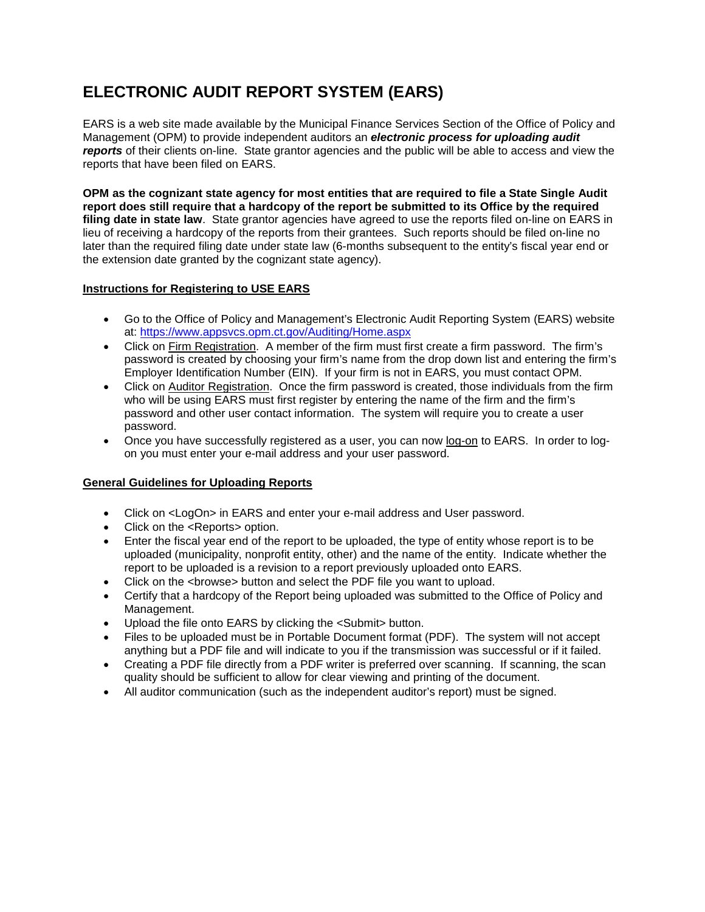# ELECTRONIC AUDIT REPORT SYSTEM (EARS)

EARS is a web site made available by the Municipal Finance Services Section of the Office of Policy and Management (OPM) to provide independent auditors an ***electronic process for uploading audit reports*** of their clients on-line. State grantor agencies and the public will be able to access and view the reports that have been filed on EARS.

**OPM as the cognizant state agency for most entities that are required to file a State Single Audit report does still require that a hardcopy of the report be submitted to its Office by the required filing date in state law**. State grantor agencies have agreed to use the reports filed on-line on EARS in lieu of receiving a hardcopy of the reports from their grantees. Such reports should be filed on-line no later than the required filing date under state law (6-months subsequent to the entity's fiscal year end or the extension date granted by the cognizant state agency).

**Instructions for Registering to USE EARS**

- Go to the Office of Policy and Management's Electronic Audit Reporting System (EARS) website at: [https://www.appsvcs.opm.ct.gov/Auditing/Home.aspx](https://www.appsvcs.opm.ct.gov/Auditing/Home.aspx)
- Click on Firm Registration. A member of the firm must first create a firm password. The firm's password is created by choosing your firm's name from the drop down list and entering the firm's Employer Identification Number (EIN). If your firm is not in EARS, you must contact OPM.
- Click on Auditor Registration. Once the firm password is created, those individuals from the firm who will be using EARS must first register by entering the name of the firm and the firm's password and other user contact information. The system will require you to create a user password.
- Once you have successfully registered as a user, you can now log-on to EARS. In order to log-on you must enter your e-mail address and your user password.

**General Guidelines for Uploading Reports**

- Click on <LogOn> in EARS and enter your e-mail address and User password.
- Click on the <Reports> option.
- Enter the fiscal year end of the report to be uploaded, the type of entity whose report is to be uploaded (municipality, nonprofit entity, other) and the name of the entity. Indicate whether the report to be uploaded is a revision to a report previously uploaded onto EARS.
- Click on the <browse> button and select the PDF file you want to upload.
- Certify that a hardcopy of the Report being uploaded was submitted to the Office of Policy and Management.
- Upload the file onto EARS by clicking the <Submit> button.
- Files to be uploaded must be in Portable Document format (PDF). The system will not accept anything but a PDF file and will indicate to you if the transmission was successful or if it failed.
- Creating a PDF file directly from a PDF writer is preferred over scanning. If scanning, the scan quality should be sufficient to allow for clear viewing and printing of the document.
- All auditor communication (such as the independent auditor's report) must be signed.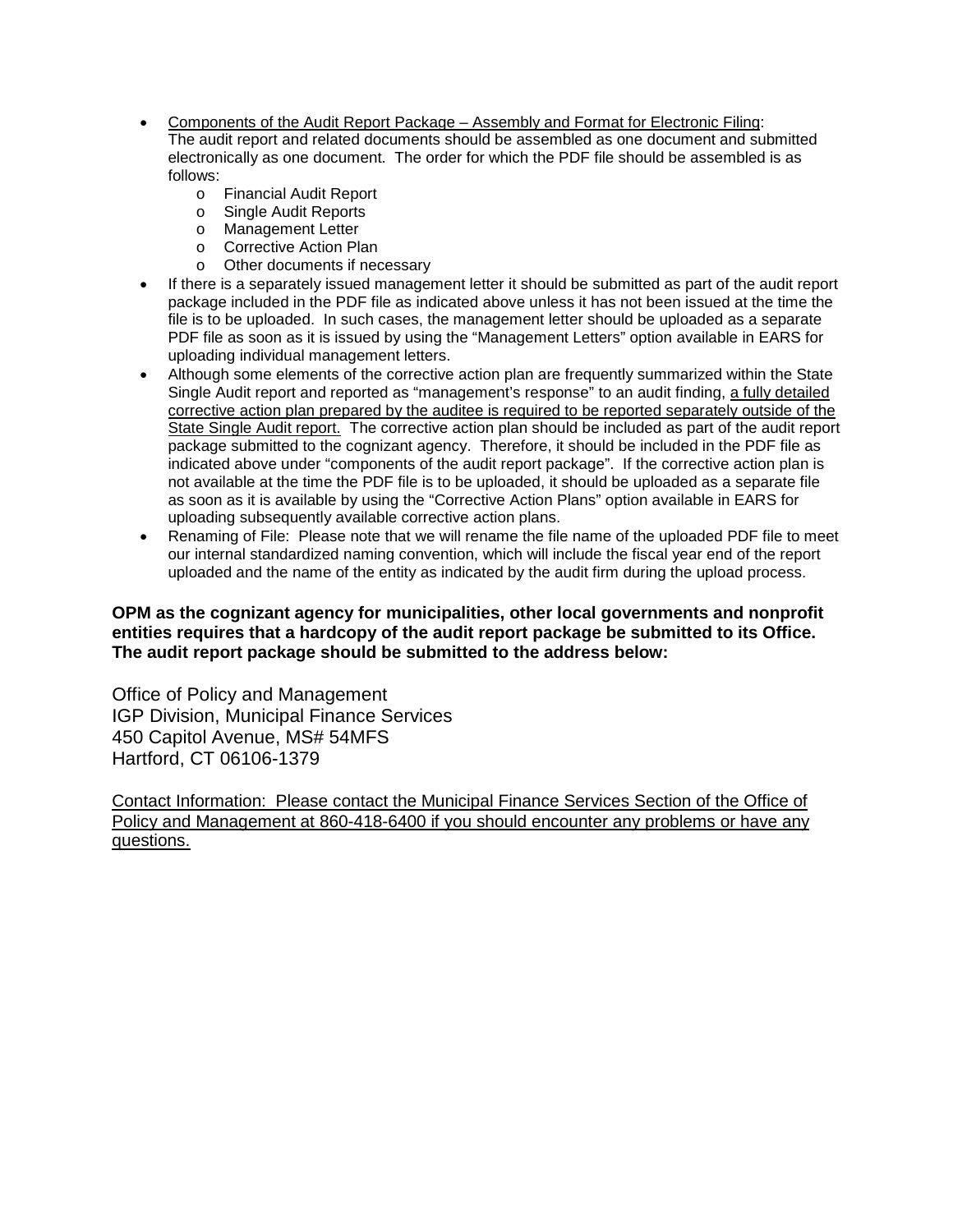- Components of the Audit Report Package – Assembly and Format for Electronic Filing: The audit report and related documents should be assembled as one document and submitted electronically as one document. The order for which the PDF file should be assembled is as follows:
  - Financial Audit Report
  - Single Audit Reports
  - Management Letter
  - Corrective Action Plan
  - Other documents if necessary
- If there is a separately issued management letter it should be submitted as part of the audit report package included in the PDF file as indicated above unless it has not been issued at the time the file is to be uploaded. In such cases, the management letter should be uploaded as a separate PDF file as soon as it is issued by using the "Management Letters" option available in EARS for uploading individual management letters.
- Although some elements of the corrective action plan are frequently summarized within the State Single Audit report and reported as "management's response" to an audit finding, a fully detailed corrective action plan prepared by the auditee is required to be reported separately outside of the State Single Audit report. The corrective action plan should be included as part of the audit report package submitted to the cognizant agency. Therefore, it should be included in the PDF file as indicated above under "components of the audit report package". If the corrective action plan is not available at the time the PDF file is to be uploaded, it should be uploaded as a separate file as soon as it is available by using the "Corrective Action Plans" option available in EARS for uploading subsequently available corrective action plans.
- Renaming of File: Please note that we will rename the file name of the uploaded PDF file to meet our internal standardized naming convention, which will include the fiscal year end of the report uploaded and the name of the entity as indicated by the audit firm during the upload process.

**OPM as the cognizant agency for municipalities, other local governments and nonprofit entities requires that a hardcopy of the audit report package be submitted to its Office. The audit report package should be submitted to the address below:**

Office of Policy and Management
IGP Division, Municipal Finance Services
450 Capitol Avenue, MS# 54MFS
Hartford, CT 06106-1379

Contact Information: Please contact the Municipal Finance Services Section of the Office of Policy and Management at 860-418-6400 if you should encounter any problems or have any questions.